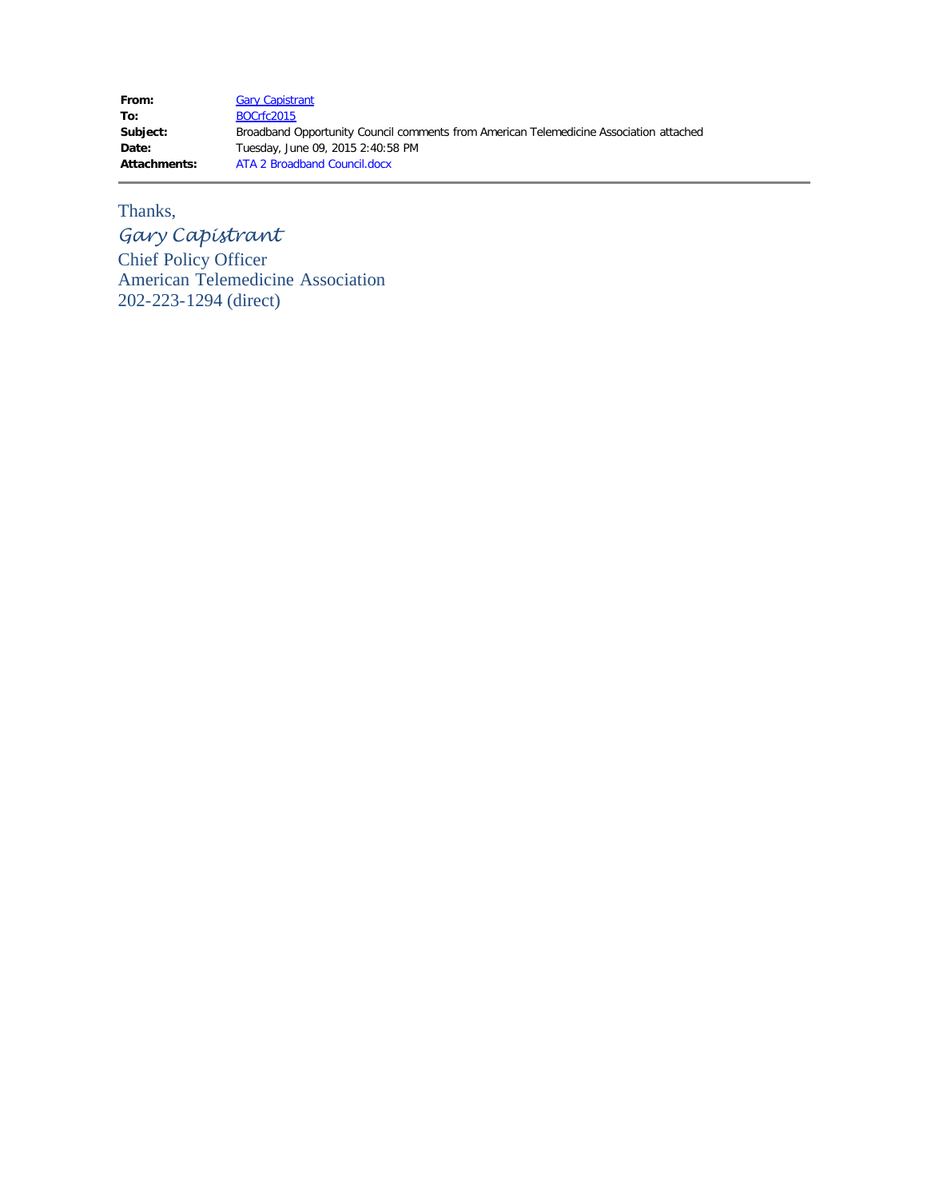| | |
|---|---|
| **From:** | Gary Capistrant |
| **To:** | BOCrfc2015 |
| **Subject:** | Broadband Opportunity Council comments from American Telemedicine Association attached |
| **Date:** | Tuesday, June 09, 2015 2:40:58 PM |
| **Attachments:** | ATA 2 Broadband Council.docx |

---

Thanks,

*Gary Capistrant*

Chief Policy Officer

American Telemedicine Association

202-223-1294 (direct)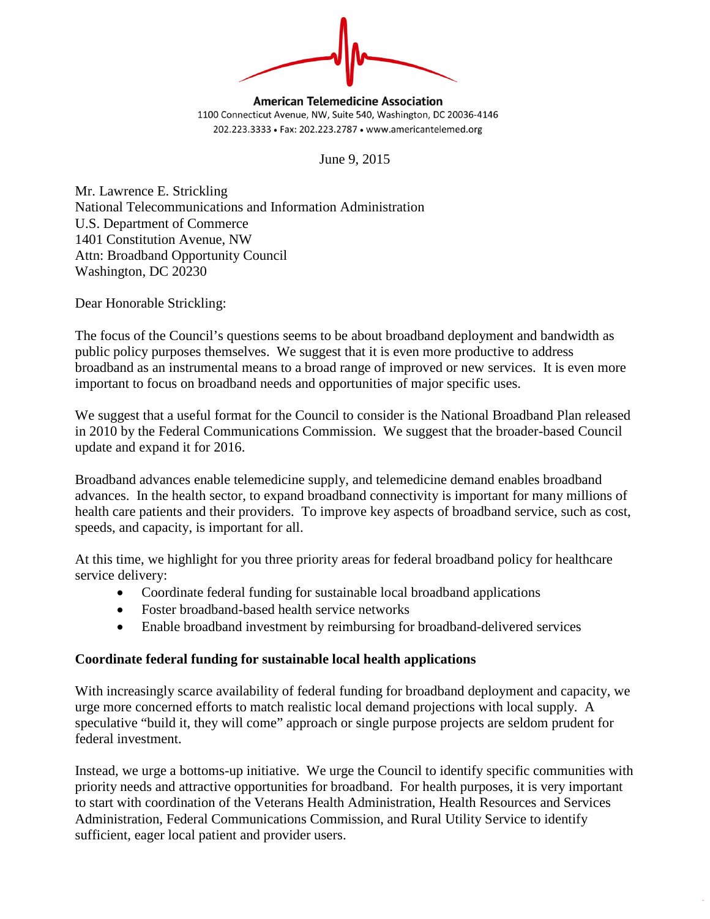**American Telemedicine Association**
1100 Connecticut Avenue, NW, Suite 540, Washington, DC 20036-4146
202.223.3333 • Fax: 202.223.2787 • www.americantelemed.org

June 9, 2015

Mr. Lawrence E. Strickling
National Telecommunications and Information Administration
U.S. Department of Commerce
1401 Constitution Avenue, NW
Attn: Broadband Opportunity Council
Washington, DC 20230

Dear Honorable Strickling:

The focus of the Council's questions seems to be about broadband deployment and bandwidth as public policy purposes themselves. We suggest that it is even more productive to address broadband as an instrumental means to a broad range of improved or new services. It is even more important to focus on broadband needs and opportunities of major specific uses.

We suggest that a useful format for the Council to consider is the National Broadband Plan released in 2010 by the Federal Communications Commission. We suggest that the broader-based Council update and expand it for 2016.

Broadband advances enable telemedicine supply, and telemedicine demand enables broadband advances. In the health sector, to expand broadband connectivity is important for many millions of health care patients and their providers. To improve key aspects of broadband service, such as cost, speeds, and capacity, is important for all.

At this time, we highlight for you three priority areas for federal broadband policy for healthcare service delivery:

- Coordinate federal funding for sustainable local broadband applications
- Foster broadband-based health service networks
- Enable broadband investment by reimbursing for broadband-delivered services

**Coordinate federal funding for sustainable local health applications**

With increasingly scarce availability of federal funding for broadband deployment and capacity, we urge more concerned efforts to match realistic local demand projections with local supply. A speculative "build it, they will come" approach or single purpose projects are seldom prudent for federal investment.

Instead, we urge a bottoms-up initiative. We urge the Council to identify specific communities with priority needs and attractive opportunities for broadband. For health purposes, it is very important to start with coordination of the Veterans Health Administration, Health Resources and Services Administration, Federal Communications Commission, and Rural Utility Service to identify sufficient, eager local patient and provider users.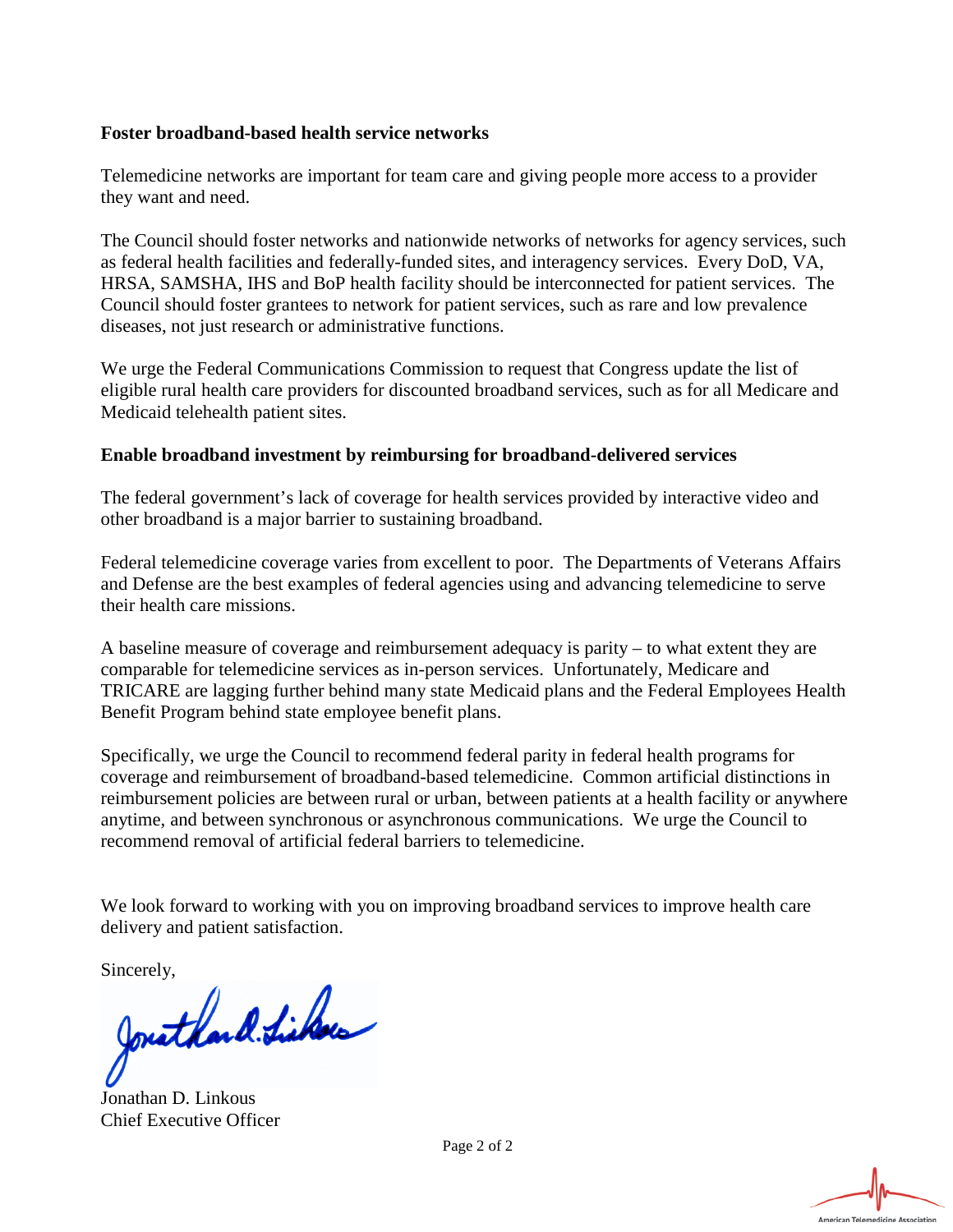**Foster broadband-based health service networks**

Telemedicine networks are important for team care and giving people more access to a provider they want and need.

The Council should foster networks and nationwide networks of networks for agency services, such as federal health facilities and federally-funded sites, and interagency services. Every DoD, VA, HRSA, SAMSHA, IHS and BoP health facility should be interconnected for patient services. The Council should foster grantees to network for patient services, such as rare and low prevalence diseases, not just research or administrative functions.

We urge the Federal Communications Commission to request that Congress update the list of eligible rural health care providers for discounted broadband services, such as for all Medicare and Medicaid telehealth patient sites.

**Enable broadband investment by reimbursing for broadband-delivered services**

The federal government's lack of coverage for health services provided by interactive video and other broadband is a major barrier to sustaining broadband.

Federal telemedicine coverage varies from excellent to poor. The Departments of Veterans Affairs and Defense are the best examples of federal agencies using and advancing telemedicine to serve their health care missions.

A baseline measure of coverage and reimbursement adequacy is parity – to what extent they are comparable for telemedicine services as in-person services. Unfortunately, Medicare and TRICARE are lagging further behind many state Medicaid plans and the Federal Employees Health Benefit Program behind state employee benefit plans.

Specifically, we urge the Council to recommend federal parity in federal health programs for coverage and reimbursement of broadband-based telemedicine. Common artificial distinctions in reimbursement policies are between rural or urban, between patients at a health facility or anywhere anytime, and between synchronous or asynchronous communications. We urge the Council to recommend removal of artificial federal barriers to telemedicine.

We look forward to working with you on improving broadband services to improve health care delivery and patient satisfaction.

Sincerely,

Jonathan D. Linkous
Chief Executive Officer